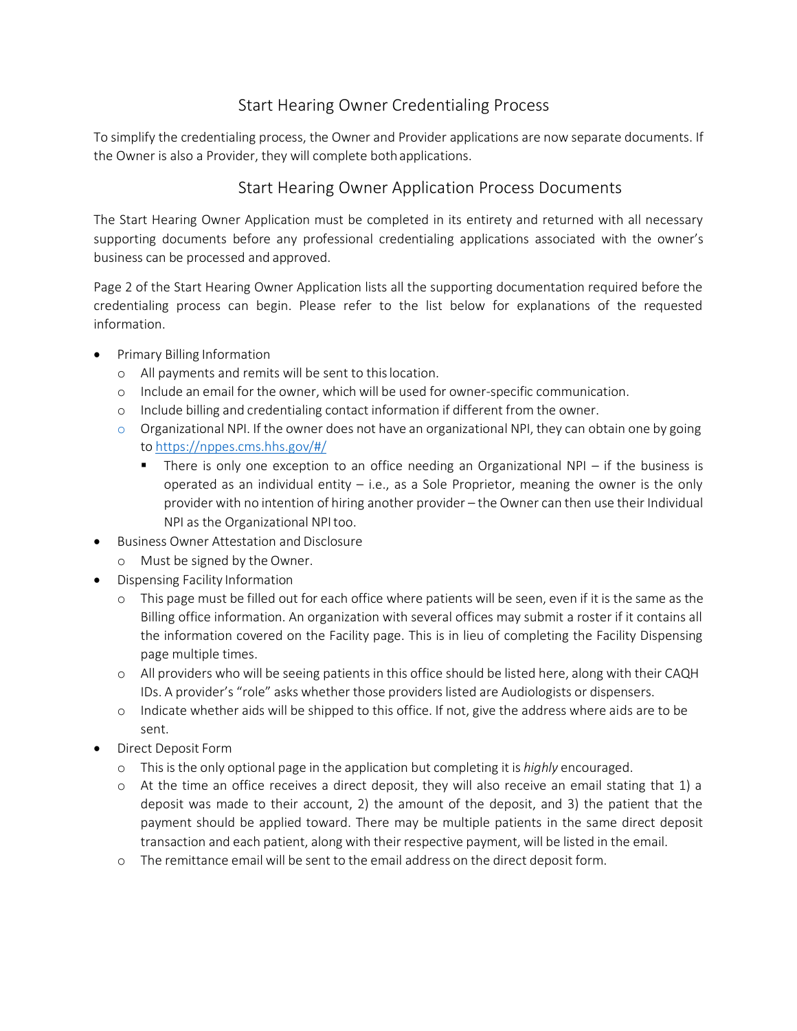# Start Hearing Owner Credentialing Process

To simplify the credentialing process, the Owner and Provider applications are now separate documents. If the Owner is also a Provider, they will complete both applications.

## Start Hearing Owner Application Process Documents

The Start Hearing Owner Application must be completed in its entirety and returned with all necessary supporting documents before any professional credentialing applications associated with the owner's business can be processed and approved.

Page 2 of the Start Hearing Owner Application lists all the supporting documentation required before the credentialing process can begin. Please refer to the list below for explanations of the requested information.

- Primary Billing Information
  - All payments and remits will be sent to this location.
  - Include an email for the owner, which will be used for owner-specific communication.
  - Include billing and credentialing contact information if different from the owner.
  - Organizational NPI. If the owner does not have an organizational NPI, they can obtain one by going to [https://nppes.cms.hhs.gov/#/](https://nppes.cms.hhs.gov/#/)
    - There is only one exception to an office needing an Organizational NPI – if the business is operated as an individual entity – i.e., as a Sole Proprietor, meaning the owner is the only provider with no intention of hiring another provider – the Owner can then use their Individual NPI as the Organizational NPI too.
- Business Owner Attestation and Disclosure
  - Must be signed by the Owner.
- Dispensing Facility Information
  - This page must be filled out for each office where patients will be seen, even if it is the same as the Billing office information. An organization with several offices may submit a roster if it contains all the information covered on the Facility page. This is in lieu of completing the Facility Dispensing page multiple times.
  - All providers who will be seeing patients in this office should be listed here, along with their CAQH IDs. A provider's "role" asks whether those providers listed are Audiologists or dispensers.
  - Indicate whether aids will be shipped to this office. If not, give the address where aids are to be sent.
- Direct Deposit Form
  - This is the only optional page in the application but completing it is *highly* encouraged.
  - At the time an office receives a direct deposit, they will also receive an email stating that 1) a deposit was made to their account, 2) the amount of the deposit, and 3) the patient that the payment should be applied toward. There may be multiple patients in the same direct deposit transaction and each patient, along with their respective payment, will be listed in the email.
  - The remittance email will be sent to the email address on the direct deposit form.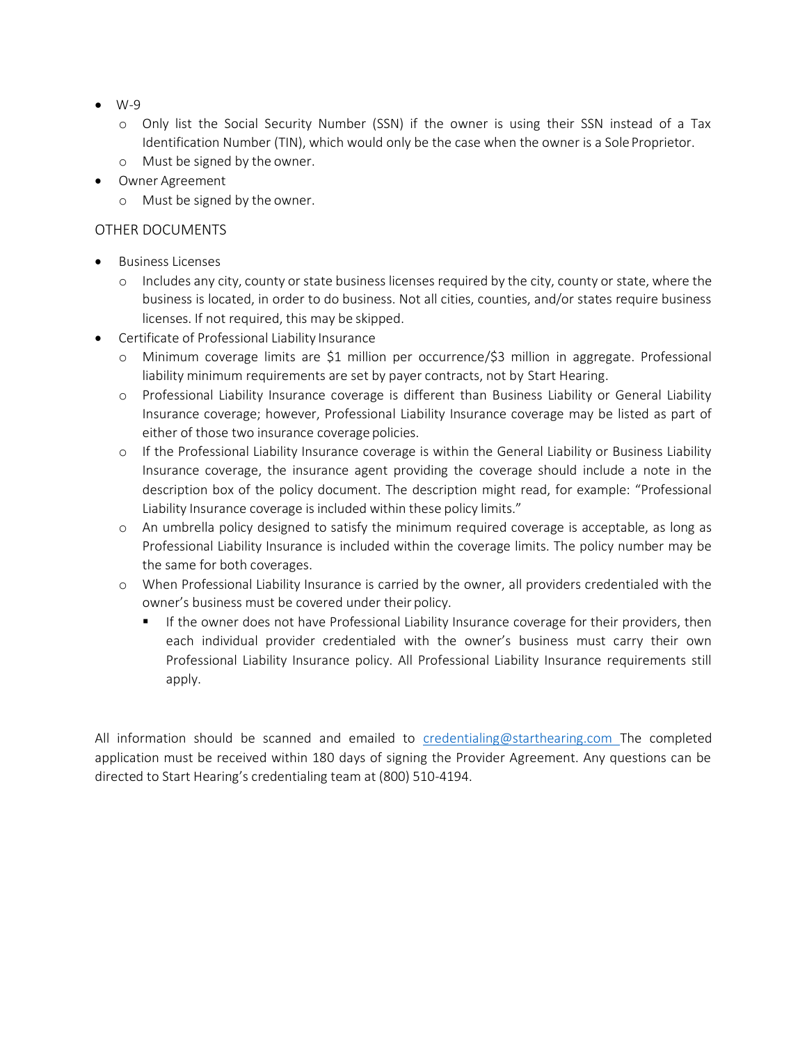- W-9
  - Only list the Social Security Number (SSN) if the owner is using their SSN instead of a Tax Identification Number (TIN), which would only be the case when the owner is a Sole Proprietor.
  - Must be signed by the owner.
- Owner Agreement
  - Must be signed by the owner.

OTHER DOCUMENTS

- Business Licenses
  - Includes any city, county or state business licenses required by the city, county or state, where the business is located, in order to do business. Not all cities, counties, and/or states require business licenses. If not required, this may be skipped.
- Certificate of Professional Liability Insurance
  - Minimum coverage limits are $1 million per occurrence/$3 million in aggregate. Professional liability minimum requirements are set by payer contracts, not by Start Hearing.
  - Professional Liability Insurance coverage is different than Business Liability or General Liability Insurance coverage; however, Professional Liability Insurance coverage may be listed as part of either of those two insurance coverage policies.
  - If the Professional Liability Insurance coverage is within the General Liability or Business Liability Insurance coverage, the insurance agent providing the coverage should include a note in the description box of the policy document. The description might read, for example: "Professional Liability Insurance coverage is included within these policy limits."
  - An umbrella policy designed to satisfy the minimum required coverage is acceptable, as long as Professional Liability Insurance is included within the coverage limits. The policy number may be the same for both coverages.
  - When Professional Liability Insurance is carried by the owner, all providers credentialed with the owner's business must be covered under their policy.
    - If the owner does not have Professional Liability Insurance coverage for their providers, then each individual provider credentialed with the owner's business must carry their own Professional Liability Insurance policy. All Professional Liability Insurance requirements still apply.

All information should be scanned and emailed to credentialing@starthearing.com The completed application must be received within 180 days of signing the Provider Agreement. Any questions can be directed to Start Hearing's credentialing team at (800) 510-4194.